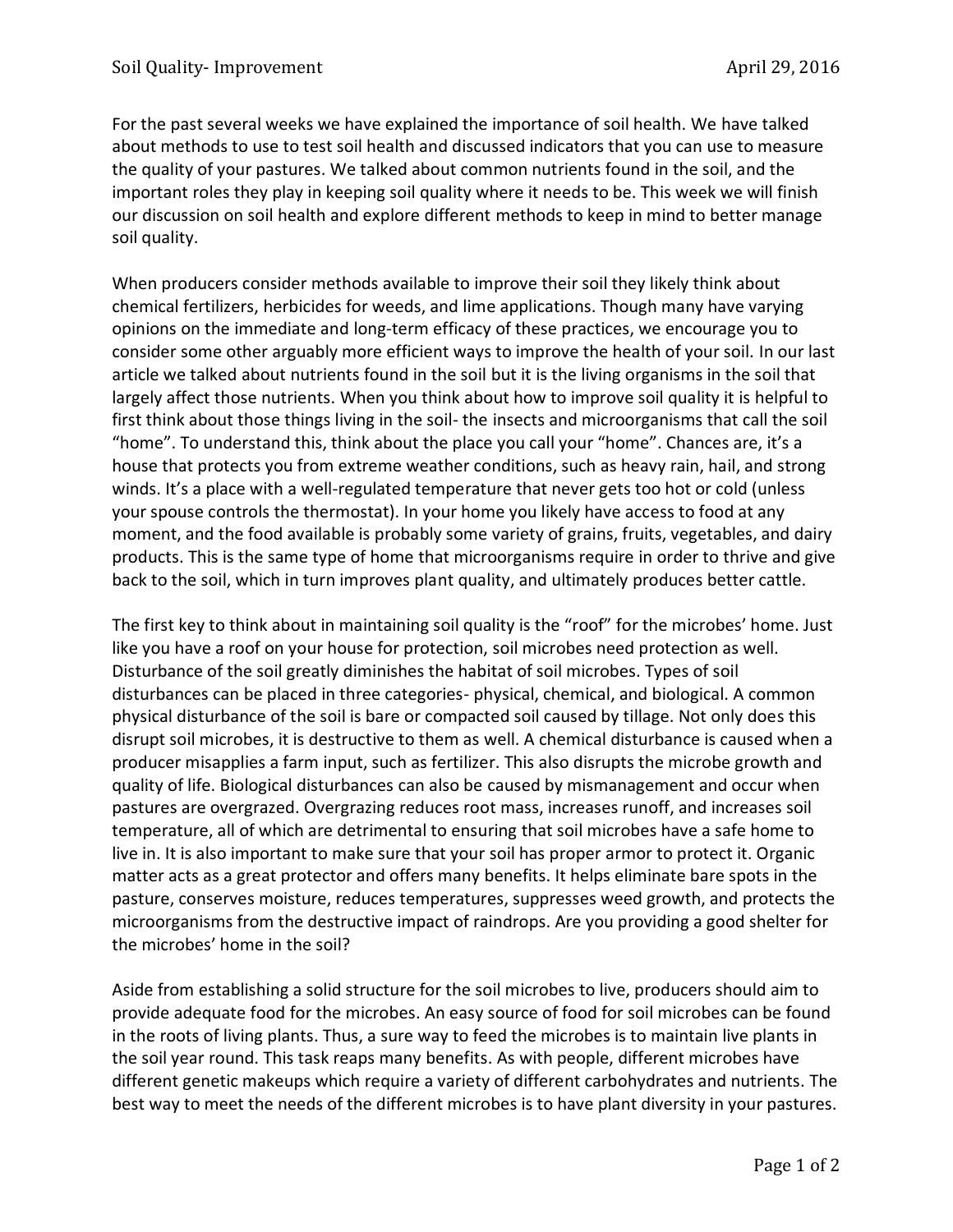Soil Quality- Improvement

April 29, 2016

For the past several weeks we have explained the importance of soil health. We have talked about methods to use to test soil health and discussed indicators that you can use to measure the quality of your pastures. We talked about common nutrients found in the soil, and the important roles they play in keeping soil quality where it needs to be. This week we will finish our discussion on soil health and explore different methods to keep in mind to better manage soil quality.

When producers consider methods available to improve their soil they likely think about chemical fertilizers, herbicides for weeds, and lime applications. Though many have varying opinions on the immediate and long-term efficacy of these practices, we encourage you to consider some other arguably more efficient ways to improve the health of your soil. In our last article we talked about nutrients found in the soil but it is the living organisms in the soil that largely affect those nutrients. When you think about how to improve soil quality it is helpful to first think about those things living in the soil- the insects and microorganisms that call the soil "home". To understand this, think about the place you call your "home". Chances are, it's a house that protects you from extreme weather conditions, such as heavy rain, hail, and strong winds. It's a place with a well-regulated temperature that never gets too hot or cold (unless your spouse controls the thermostat). In your home you likely have access to food at any moment, and the food available is probably some variety of grains, fruits, vegetables, and dairy products. This is the same type of home that microorganisms require in order to thrive and give back to the soil, which in turn improves plant quality, and ultimately produces better cattle.

The first key to think about in maintaining soil quality is the "roof" for the microbes' home. Just like you have a roof on your house for protection, soil microbes need protection as well. Disturbance of the soil greatly diminishes the habitat of soil microbes. Types of soil disturbances can be placed in three categories- physical, chemical, and biological. A common physical disturbance of the soil is bare or compacted soil caused by tillage. Not only does this disrupt soil microbes, it is destructive to them as well. A chemical disturbance is caused when a producer misapplies a farm input, such as fertilizer. This also disrupts the microbe growth and quality of life. Biological disturbances can also be caused by mismanagement and occur when pastures are overgrazed. Overgrazing reduces root mass, increases runoff, and increases soil temperature, all of which are detrimental to ensuring that soil microbes have a safe home to live in. It is also important to make sure that your soil has proper armor to protect it. Organic matter acts as a great protector and offers many benefits. It helps eliminate bare spots in the pasture, conserves moisture, reduces temperatures, suppresses weed growth, and protects the microorganisms from the destructive impact of raindrops. Are you providing a good shelter for the microbes' home in the soil?

Aside from establishing a solid structure for the soil microbes to live, producers should aim to provide adequate food for the microbes. An easy source of food for soil microbes can be found in the roots of living plants. Thus, a sure way to feed the microbes is to maintain live plants in the soil year round. This task reaps many benefits. As with people, different microbes have different genetic makeups which require a variety of different carbohydrates and nutrients. The best way to meet the needs of the different microbes is to have plant diversity in your pastures.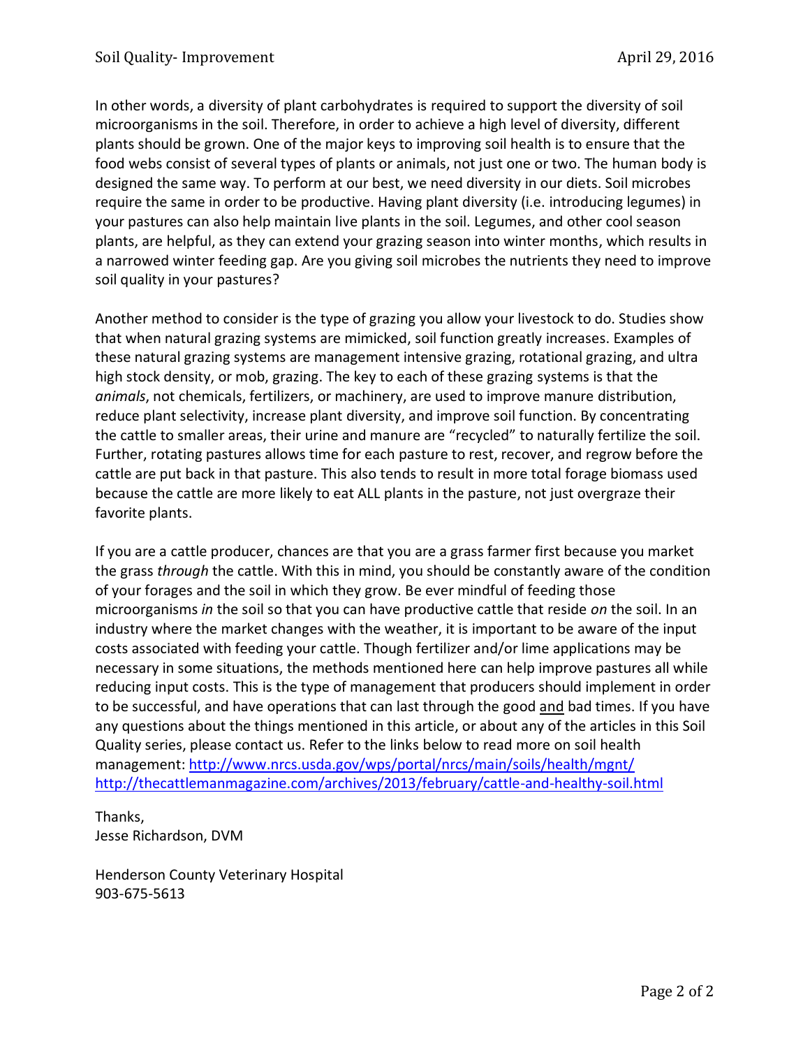In other words, a diversity of plant carbohydrates is required to support the diversity of soil microorganisms in the soil. Therefore, in order to achieve a high level of diversity, different plants should be grown. One of the major keys to improving soil health is to ensure that the food webs consist of several types of plants or animals, not just one or two. The human body is designed the same way. To perform at our best, we need diversity in our diets. Soil microbes require the same in order to be productive. Having plant diversity (i.e. introducing legumes) in your pastures can also help maintain live plants in the soil. Legumes, and other cool season plants, are helpful, as they can extend your grazing season into winter months, which results in a narrowed winter feeding gap. Are you giving soil microbes the nutrients they need to improve soil quality in your pastures?

Another method to consider is the type of grazing you allow your livestock to do. Studies show that when natural grazing systems are mimicked, soil function greatly increases. Examples of these natural grazing systems are management intensive grazing, rotational grazing, and ultra high stock density, or mob, grazing. The key to each of these grazing systems is that the *animals*, not chemicals, fertilizers, or machinery, are used to improve manure distribution, reduce plant selectivity, increase plant diversity, and improve soil function. By concentrating the cattle to smaller areas, their urine and manure are "recycled" to naturally fertilize the soil. Further, rotating pastures allows time for each pasture to rest, recover, and regrow before the cattle are put back in that pasture. This also tends to result in more total forage biomass used because the cattle are more likely to eat ALL plants in the pasture, not just overgraze their favorite plants.

If you are a cattle producer, chances are that you are a grass farmer first because you market the grass *through* the cattle. With this in mind, you should be constantly aware of the condition of your forages and the soil in which they grow. Be ever mindful of feeding those microorganisms *in* the soil so that you can have productive cattle that reside *on* the soil. In an industry where the market changes with the weather, it is important to be aware of the input costs associated with feeding your cattle. Though fertilizer and/or lime applications may be necessary in some situations, the methods mentioned here can help improve pastures all while reducing input costs. This is the type of management that producers should implement in order to be successful, and have operations that can last through the good <u>and</u> bad times. If you have any questions about the things mentioned in this article, or about any of the articles in this Soil Quality series, please contact us. Refer to the links below to read more on soil health management: http://www.nrcs.usda.gov/wps/portal/nrcs/main/soils/health/mgnt/ http://thecattlemanmagazine.com/archives/2013/february/cattle-and-healthy-soil.html

Thanks,
Jesse Richardson, DVM

Henderson County Veterinary Hospital
903-675-5613